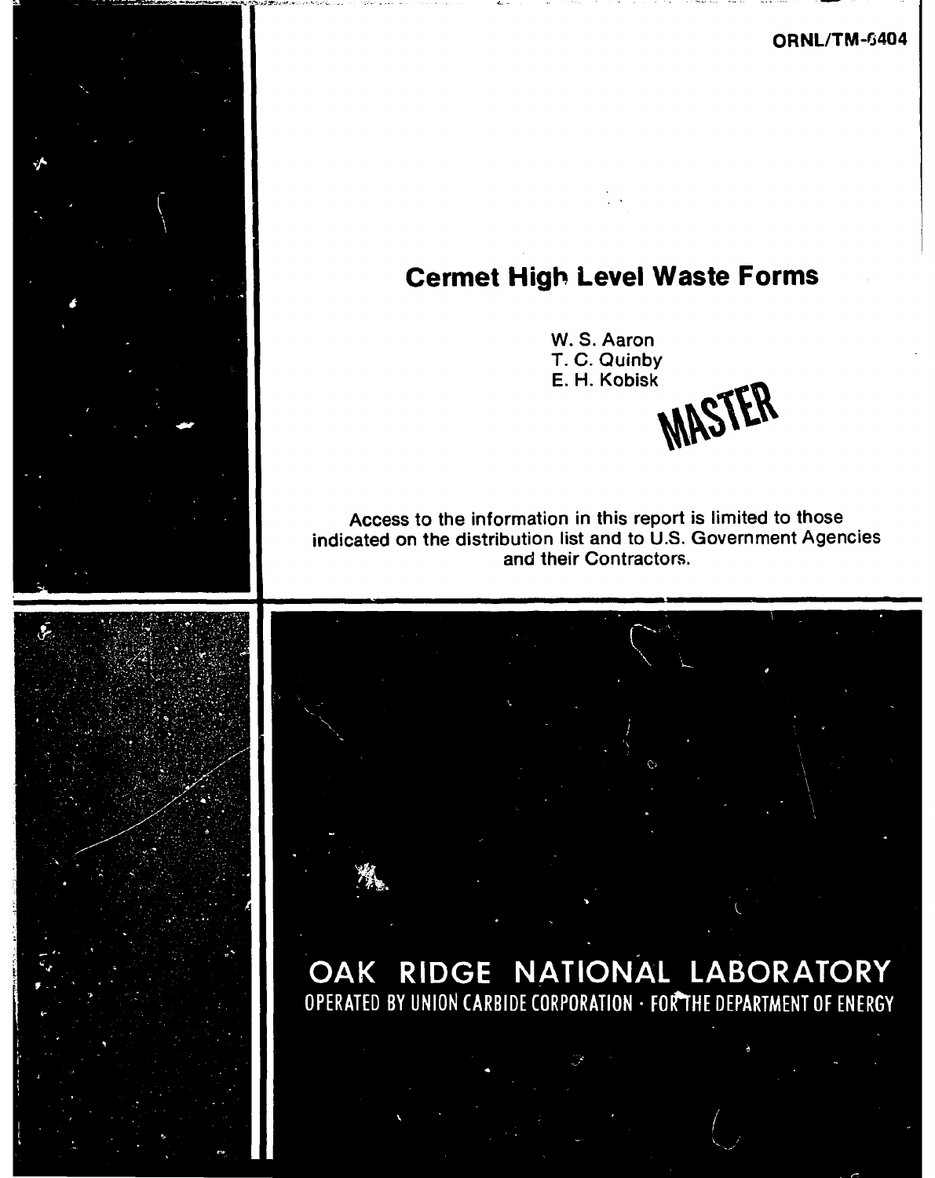ORNL/TM-6404

# Cermet High Level Waste Forms

W. S. Aaron
T. C. Quinby
E. H. Kobisk

MASTER

Access to the information in this report is limited to those indicated on the distribution list and to U.S. Government Agencies and their Contractors.

OAK RIDGE NATIONAL LABORATORY
OPERATED BY UNION CARBIDE CORPORATION · FOR THE DEPARTMENT OF ENERGY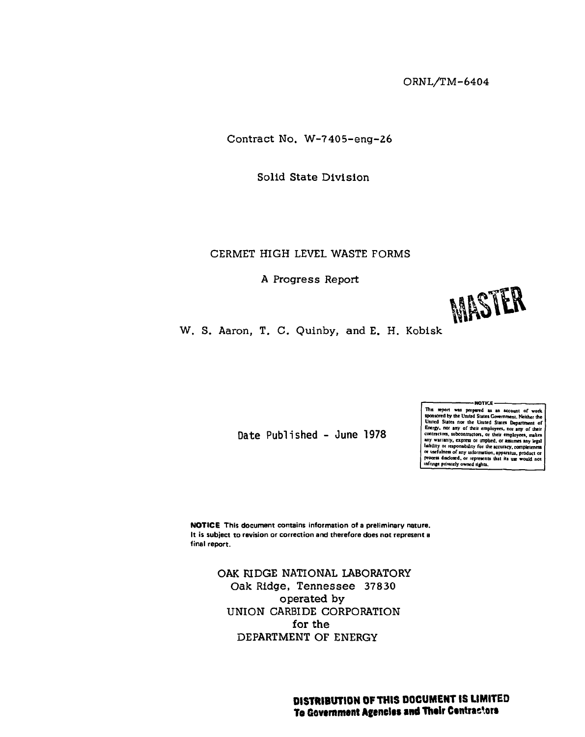ORNL/TM-6404

Contract No. W-7405-eng-26

Solid State Division

# CERMET HIGH LEVEL WASTE FORMS

## A Progress Report

MASTER

W. S. Aaron, T. C. Quinby, and E. H. Kobisk

Date Published - June 1978

NOTICE

This report was prepared as an account of work sponsored by the United States Government. Neither the United States nor the United States Department of Energy, nor any of their employees, nor any of their contractors, subcontractors, or their employees, makes any warranty, express or implied, or assumes any legal liability or responsibility for the accuracy, completeness or usefulness of any information, apparatus, product or process disclosed, or represents that its use would not infringe privately owned rights.

**NOTICE** This document contains information of a preliminary nature. It is subject to revision or correction and therefore does not represent a final report.

OAK RIDGE NATIONAL LABORATORY
Oak Ridge, Tennessee 37830
operated by
UNION CARBIDE CORPORATION
for the
DEPARTMENT OF ENERGY

**DISTRIBUTION OF THIS DOCUMENT IS LIMITED**
**To Government Agencies and Their Contractors**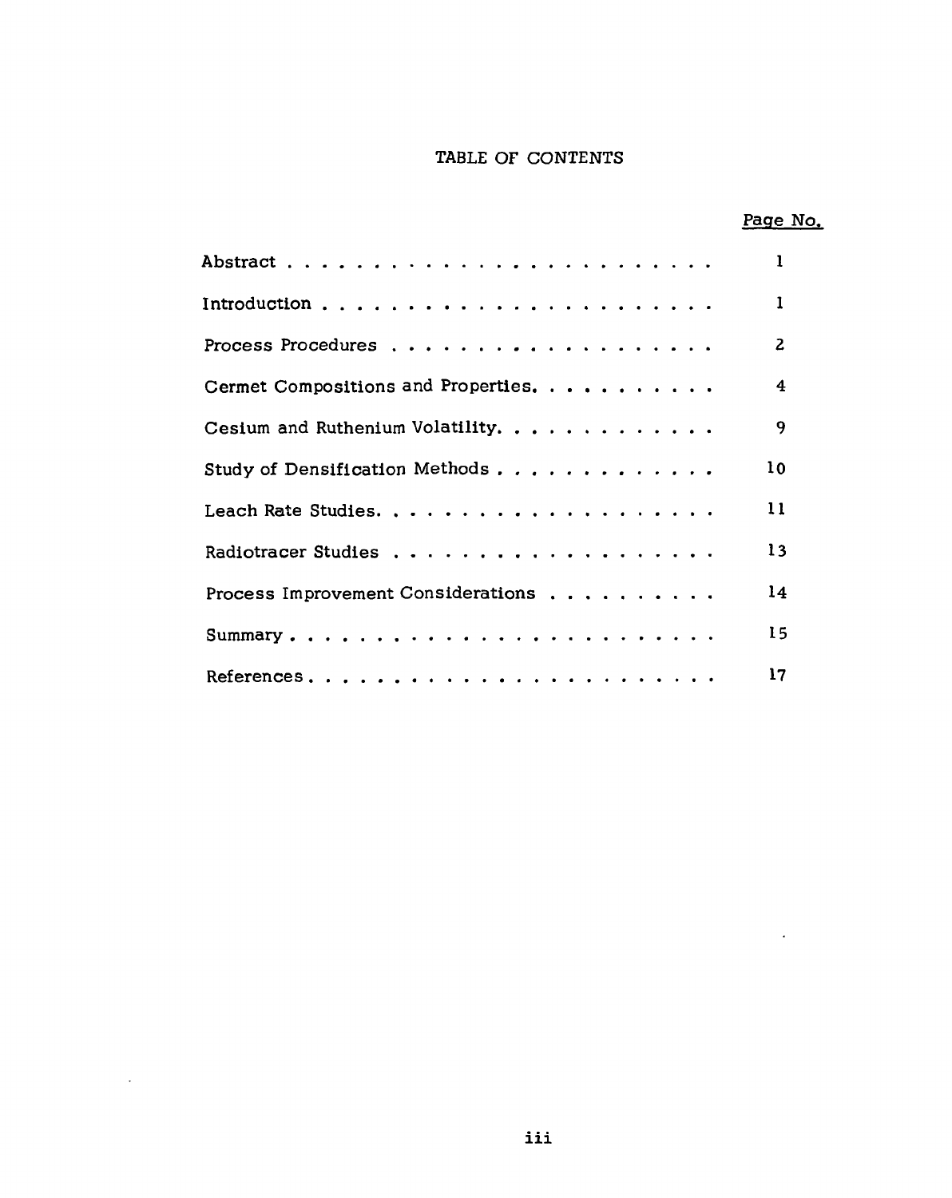# TABLE OF CONTENTS

| | Page No. |
|---|---|
| Abstract | 1 |
| Introduction | 1 |
| Process Procedures | 2 |
| Cermet Compositions and Properties | 4 |
| Cesium and Ruthenium Volatility | 9 |
| Study of Densification Methods | 10 |
| Leach Rate Studies | 11 |
| Radiotracer Studies | 13 |
| Process Improvement Considerations | 14 |
| Summary | 15 |
| References | 17 |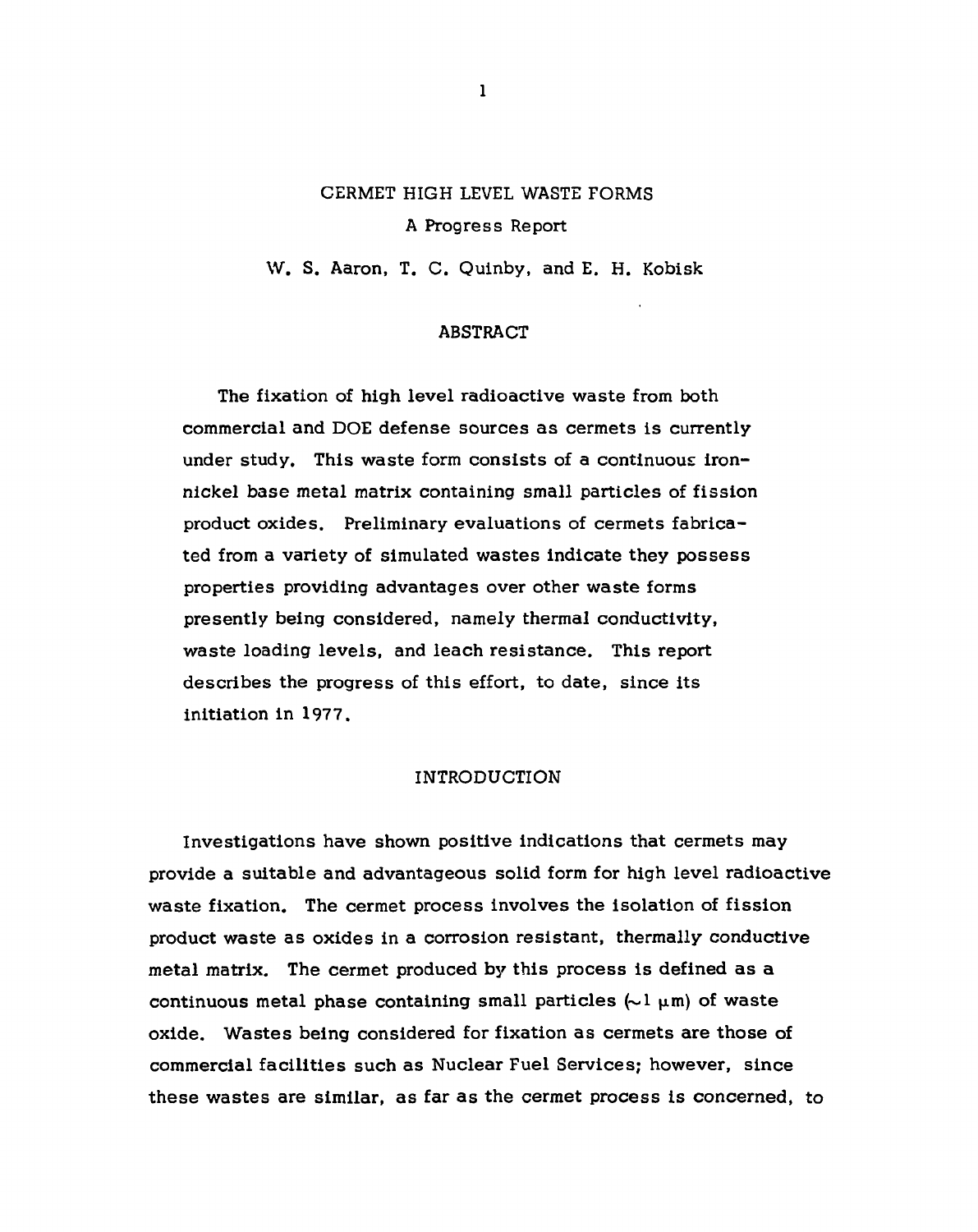# CERMET HIGH LEVEL WASTE FORMS

## A Progress Report

W. S. Aaron, T. C. Quinby, and E. H. Kobisk

## ABSTRACT

The fixation of high level radioactive waste from both commercial and DOE defense sources as cermets is currently under study. This waste form consists of a continuous iron-nickel base metal matrix containing small particles of fission product oxides. Preliminary evaluations of cermets fabricated from a variety of simulated wastes indicate they possess properties providing advantages over other waste forms presently being considered, namely thermal conductivity, waste loading levels, and leach resistance. This report describes the progress of this effort, to date, since its initiation in 1977.

## INTRODUCTION

Investigations have shown positive indications that cermets may provide a suitable and advantageous solid form for high level radioactive waste fixation. The cermet process involves the isolation of fission product waste as oxides in a corrosion resistant, thermally conductive metal matrix. The cermet produced by this process is defined as a continuous metal phase containing small particles ($\sim 1\ \mu m$) of waste oxide. Wastes being considered for fixation as cermets are those of commercial facilities such as Nuclear Fuel Services; however, since these wastes are similar, as far as the cermet process is concerned, to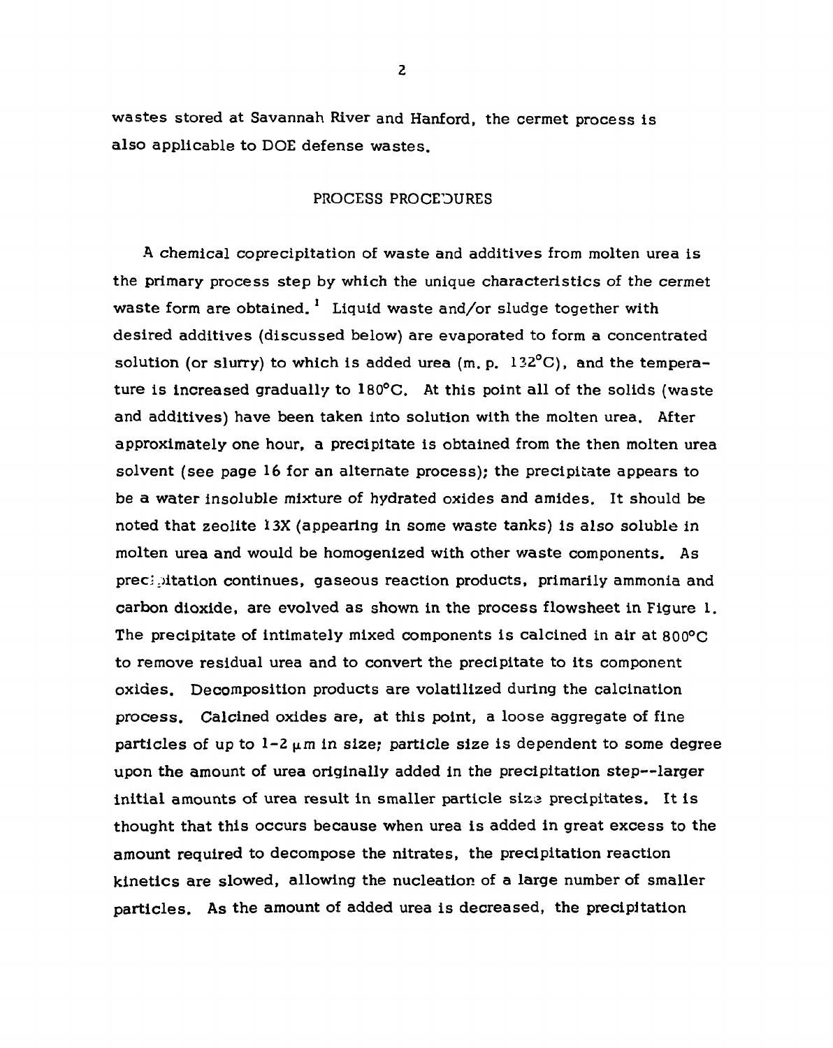wastes stored at Savannah River and Hanford, the cermet process is also applicable to DOE defense wastes.

## PROCESS PROCEDURES

A chemical coprecipitation of waste and additives from molten urea is the primary process step by which the unique characteristics of the cermet waste form are obtained.[1] Liquid waste and/or sludge together with desired additives (discussed below) are evaporated to form a concentrated solution (or slurry) to which is added urea (m. p. 132°C), and the temperature is increased gradually to 180°C. At this point all of the solids (waste and additives) have been taken into solution with the molten urea. After approximately one hour, a precipitate is obtained from the then molten urea solvent (see page 16 for an alternate process); the precipitate appears to be a water insoluble mixture of hydrated oxides and amides. It should be noted that zeolite 13X (appearing in some waste tanks) is also soluble in molten urea and would be homogenized with other waste components. As precipitation continues, gaseous reaction products, primarily ammonia and carbon dioxide, are evolved as shown in the process flowsheet in Figure 1. The precipitate of intimately mixed components is calcined in air at 800°C to remove residual urea and to convert the precipitate to its component oxides. Decomposition products are volatilized during the calcination process. Calcined oxides are, at this point, a loose aggregate of fine particles of up to 1-2 $\mu$m in size; particle size is dependent to some degree upon the amount of urea originally added in the precipitation step--larger initial amounts of urea result in smaller particle size precipitates. It is thought that this occurs because when urea is added in great excess to the amount required to decompose the nitrates, the precipitation reaction kinetics are slowed, allowing the nucleation of a large number of smaller particles. As the amount of added urea is decreased, the precipitation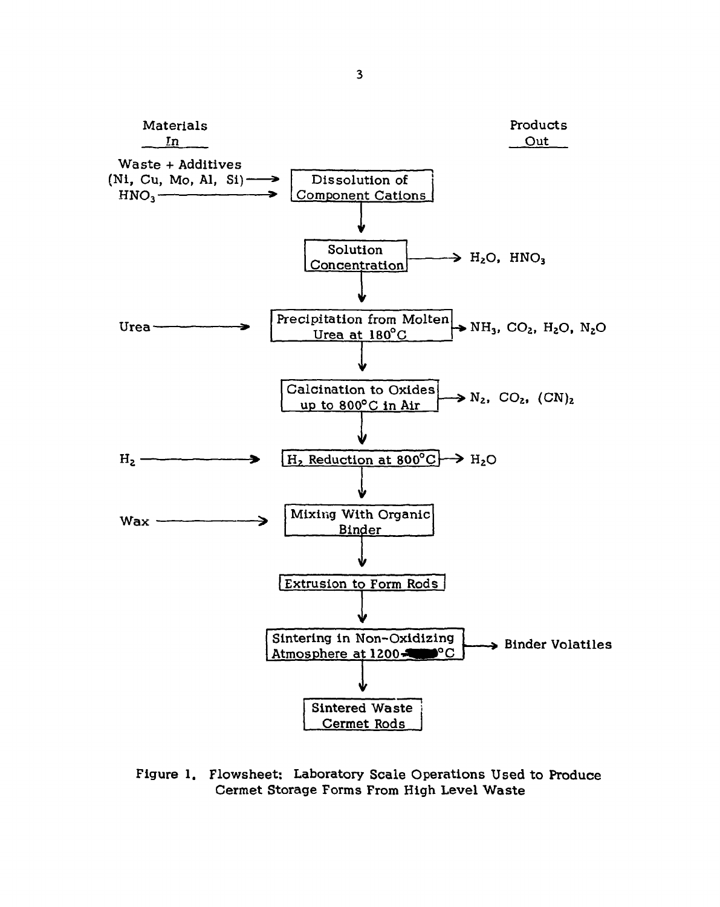| Materials In | Process Step | Products Out |
|---|---|---|
| Waste + Additives (Ni, Cu, Mo, Al, Si), $HNO_3$ | Dissolution of Component Cations | |
| | Solution Concentration | $H_2O$, $HNO_3$ |
| Urea | Precipitation from Molten Urea at 180°C | $NH_3$, $CO_2$, $H_2O$, $N_2O$ |
| | Calcination to Oxides up to 800°C in Air | $N_2$, $CO_2$, $(CN)_2$ |
| $H_2$ | $H_2$ Reduction at 800°C | $H_2O$ |
| Wax | Mixing With Organic Binder | |
| | Extrusion to Form Rods | |
| | Sintering in Non-Oxidizing Atmosphere at 1200-■■■°C | Binder Volatiles |
| | Sintered Waste Cermet Rods | |

Figure 1. Flowsheet: Laboratory Scale Operations Used to Produce Cermet Storage Forms From High Level Waste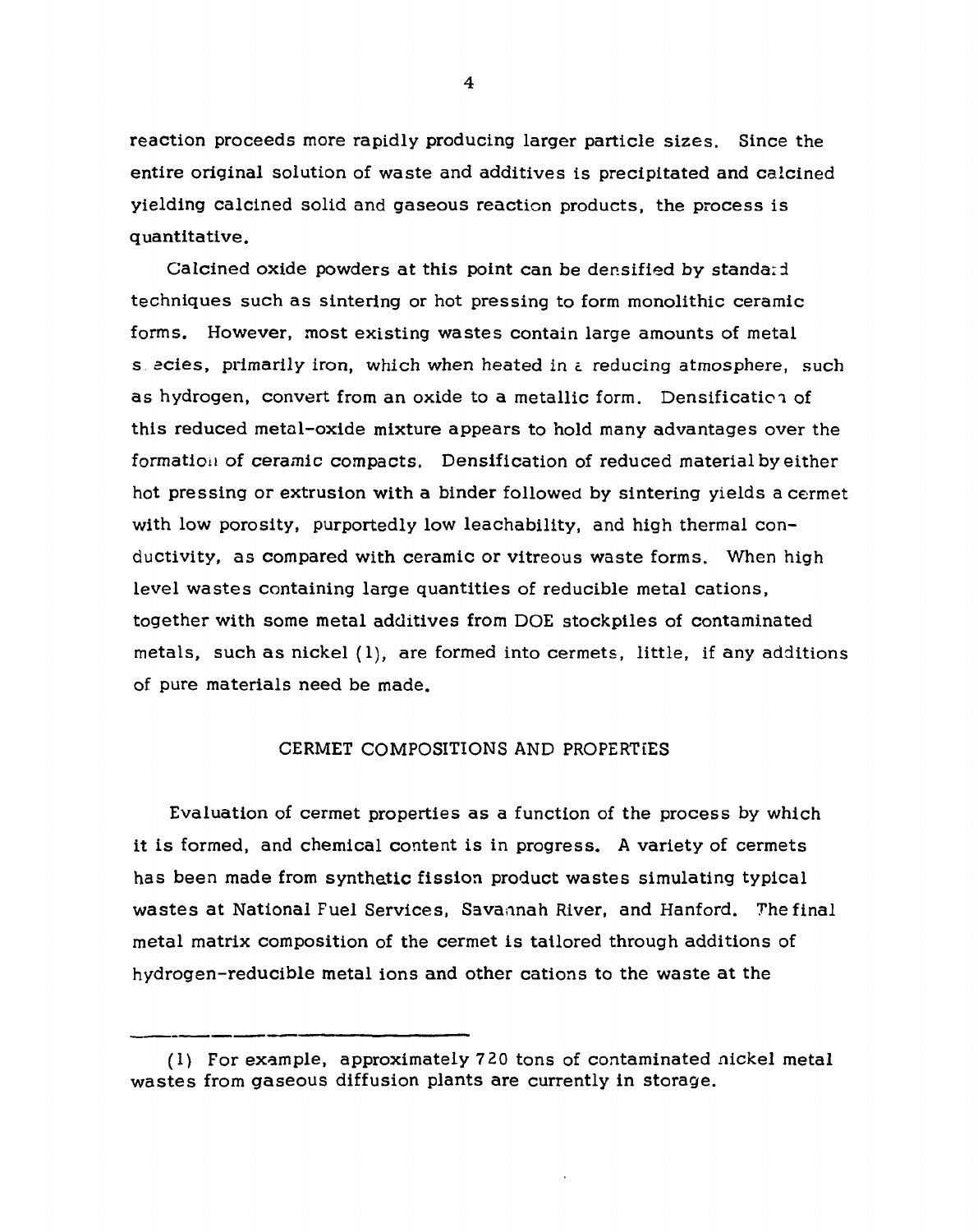reaction proceeds more rapidly producing larger particle sizes. Since the entire original solution of waste and additives is precipitated and calcined yielding calcined solid and gaseous reaction products, the process is quantitative.

Calcined oxide powders at this point can be densified by standard techniques such as sintering or hot pressing to form monolithic ceramic forms. However, most existing wastes contain large amounts of metal species, primarily iron, which when heated in a reducing atmosphere, such as hydrogen, convert from an oxide to a metallic form. Densification of this reduced metal-oxide mixture appears to hold many advantages over the formation of ceramic compacts. Densification of reduced material by either hot pressing or extrusion with a binder followed by sintering yields a cermet with low porosity, purportedly low leachability, and high thermal conductivity, as compared with ceramic or vitreous waste forms. When high level wastes containing large quantities of reducible metal cations, together with some metal additives from DOE stockpiles of contaminated metals, such as nickel (1), are formed into cermets, little, if any additions of pure materials need be made.

## CERMET COMPOSITIONS AND PROPERTIES

Evaluation of cermet properties as a function of the process by which it is formed, and chemical content is in progress. A variety of cermets has been made from synthetic fission product wastes simulating typical wastes at National Fuel Services, Savannah River, and Hanford. The final metal matrix composition of the cermet is tailored through additions of hydrogen-reducible metal ions and other cations to the waste at the

---

(1) For example, approximately 720 tons of contaminated nickel metal wastes from gaseous diffusion plants are currently in storage.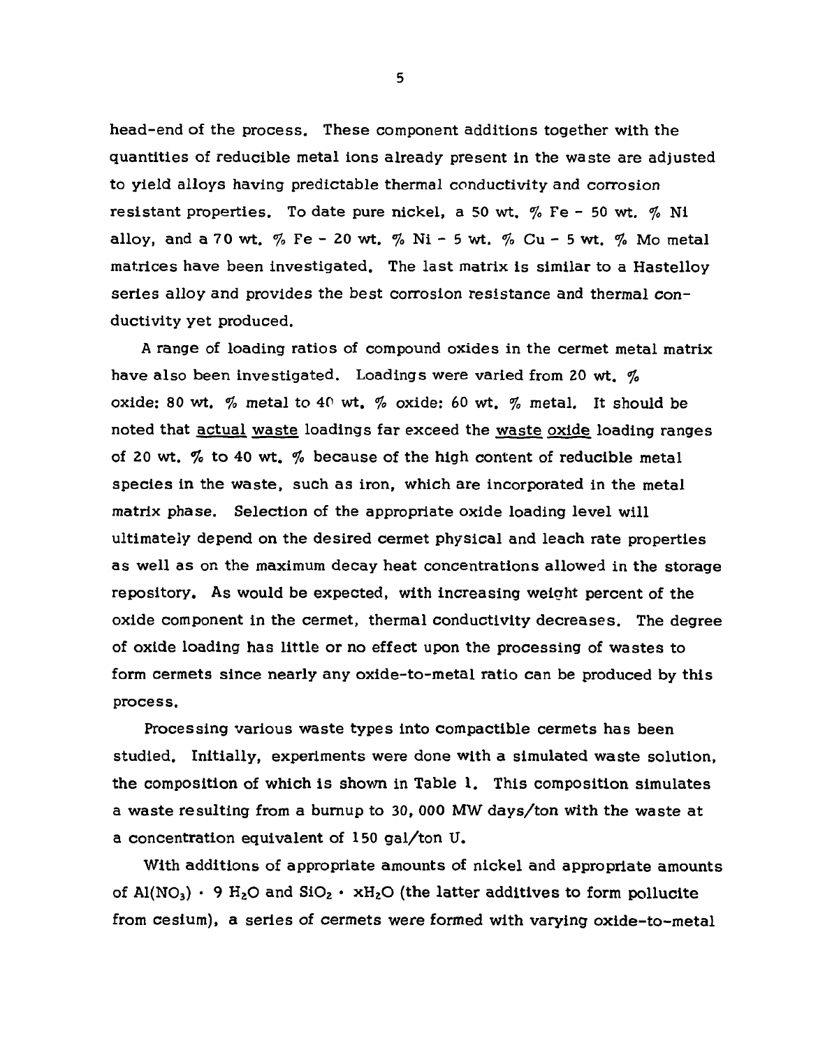head-end of the process. These component additions together with the quantities of reducible metal ions already present in the waste are adjusted to yield alloys having predictable thermal conductivity and corrosion resistant properties. To date pure nickel, a 50 wt. % Fe - 50 wt. % Ni alloy, and a 70 wt. % Fe - 20 wt. % Ni - 5 wt. % Cu - 5 wt. % Mo metal matrices have been investigated. The last matrix is similar to a Hastelloy series alloy and provides the best corrosion resistance and thermal conductivity yet produced.

A range of loading ratios of compound oxides in the cermet metal matrix have also been investigated. Loadings were varied from 20 wt. % oxide: 80 wt. % metal to 40 wt. % oxide: 60 wt. % metal. It should be noted that <u>actual waste</u> loadings far exceed the <u>waste oxide</u> loading ranges of 20 wt. % to 40 wt. % because of the high content of reducible metal species in the waste, such as iron, which are incorporated in the metal matrix phase. Selection of the appropriate oxide loading level will ultimately depend on the desired cermet physical and leach rate properties as well as on the maximum decay heat concentrations allowed in the storage repository. As would be expected, with increasing weight percent of the oxide component in the cermet, thermal conductivity decreases. The degree of oxide loading has little or no effect upon the processing of wastes to form cermets since nearly any oxide-to-metal ratio can be produced by this process.

Processing various waste types into compactible cermets has been studied. Initially, experiments were done with a simulated waste solution, the composition of which is shown in Table 1. This composition simulates a waste resulting from a burnup to 30, 000 MW days/ton with the waste at a concentration equivalent of 150 gal/ton U.

With additions of appropriate amounts of nickel and appropriate amounts of $Al(NO_3) \cdot 9\ H_2O$ and $SiO_2 \cdot xH_2O$ (the latter additives to form pollucite from cesium), a series of cermets were formed with varying oxide-to-metal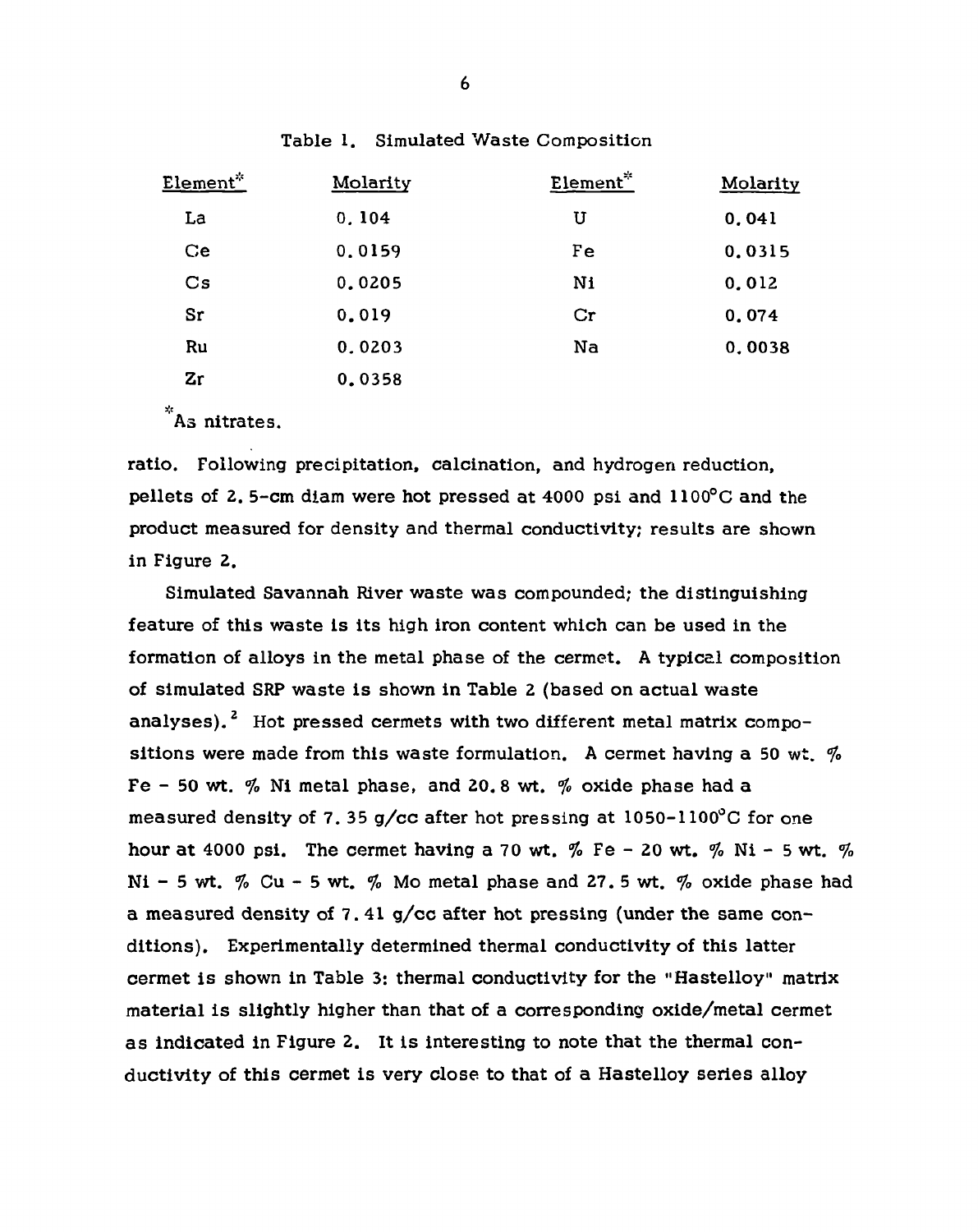Table 1. Simulated Waste Composition

| Element* | Molarity | Element* | Molarity |
| --- | --- | --- | --- |
| La | 0.104 | U | 0.041 |
| Ce | 0.0159 | Fe | 0.0315 |
| Cs | 0.0205 | Ni | 0.012 |
| Sr | 0.019 | Cr | 0.074 |
| Ru | 0.0203 | Na | 0.0038 |
| Zr | 0.0358 | | |

*As nitrates.

ratio. Following precipitation, calcination, and hydrogen reduction, pellets of 2.5-cm diam were hot pressed at 4000 psi and 1100°C and the product measured for density and thermal conductivity; results are shown in Figure 2.

Simulated Savannah River waste was compounded; the distinguishing feature of this waste is its high iron content which can be used in the formation of alloys in the metal phase of the cermet. A typical composition of simulated SRP waste is shown in Table 2 (based on actual waste analyses).[2] Hot pressed cermets with two different metal matrix compositions were made from this waste formulation. A cermet having a 50 wt. % Fe - 50 wt. % Ni metal phase, and 20.8 wt. % oxide phase had a measured density of 7.35 g/cc after hot pressing at 1050-1100°C for one hour at 4000 psi. The cermet having a 70 wt. % Fe - 20 wt. % Ni - 5 wt. % Ni - 5 wt. % Cu - 5 wt. % Mo metal phase and 27.5 wt. % oxide phase had a measured density of 7.41 g/cc after hot pressing (under the same conditions). Experimentally determined thermal conductivity of this latter cermet is shown in Table 3: thermal conductivity for the "Hastelloy" matrix material is slightly higher than that of a corresponding oxide/metal cermet as indicated in Figure 2. It is interesting to note that the thermal conductivity of this cermet is very close to that of a Hastelloy series alloy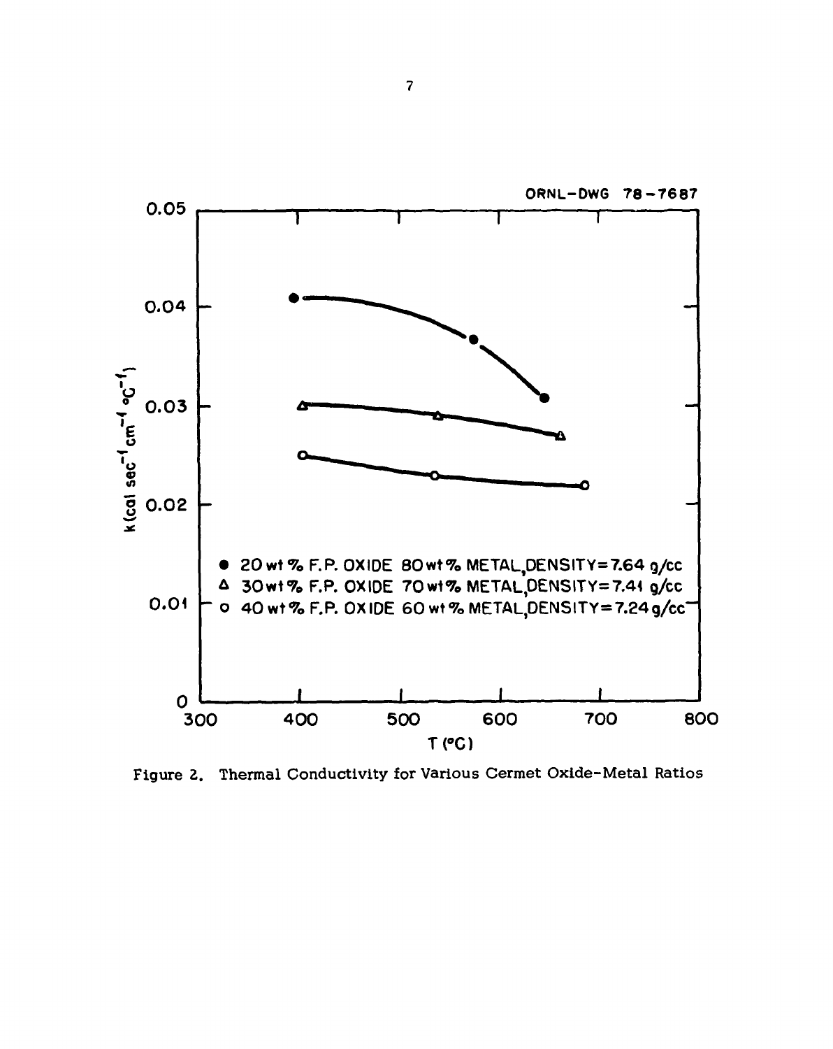Figure 2. Thermal Conductivity for Various Cermet Oxide-Metal Ratios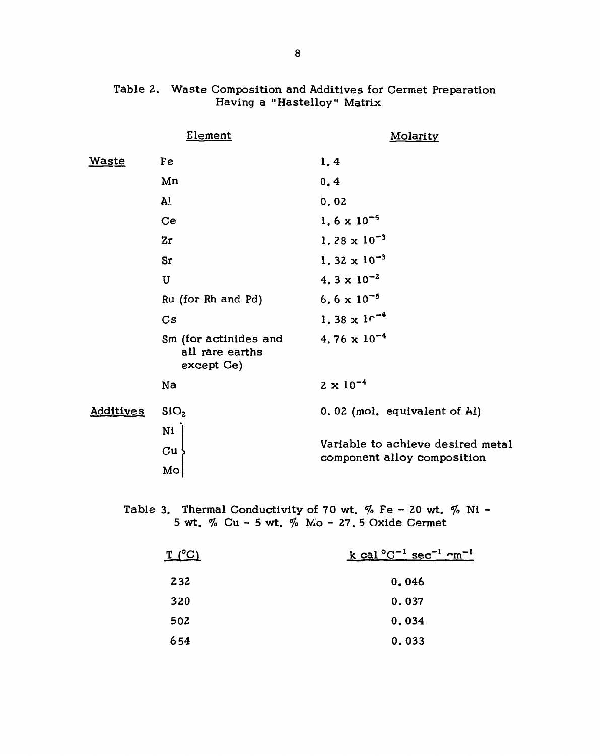Table 2. Waste Composition and Additives for Cermet Preparation Having a "Hastelloy" Matrix

| | Element | Molarity |
|---|---|---|
| Waste | Fe | 1.4 |
| | Mn | 0.4 |
| | Al | 0.02 |
| | Ce | $1.6 \times 10^{-5}$ |
| | Zr | $1.28 \times 10^{-3}$ |
| | Sr | $1.32 \times 10^{-3}$ |
| | U | $4.3 \times 10^{-2}$ |
| | Ru (for Rh and Pd) | $6.6 \times 10^{-5}$ |
| | Cs | $1.38 \times 10^{-4}$ |
| | Sm (for actinides and all rare earths except Ce) | $4.76 \times 10^{-4}$ |
| | Na | $2 \times 10^{-4}$ |
| Additives | $SiO_2$ | 0.02 (mol. equivalent of Al) |
| | Ni, Cu, Mo | Variable to achieve desired metal component alloy composition |

Table 3. Thermal Conductivity of 70 wt. % Fe - 20 wt. % Ni - 5 wt. % Cu - 5 wt. % Mo - 27.5 Oxide Cermet

| T (°C) | k cal $°C^{-1}$ $sec^{-1}$ $cm^{-1}$ |
|---|---|
| 232 | 0.046 |
| 320 | 0.037 |
| 502 | 0.034 |
| 654 | 0.033 |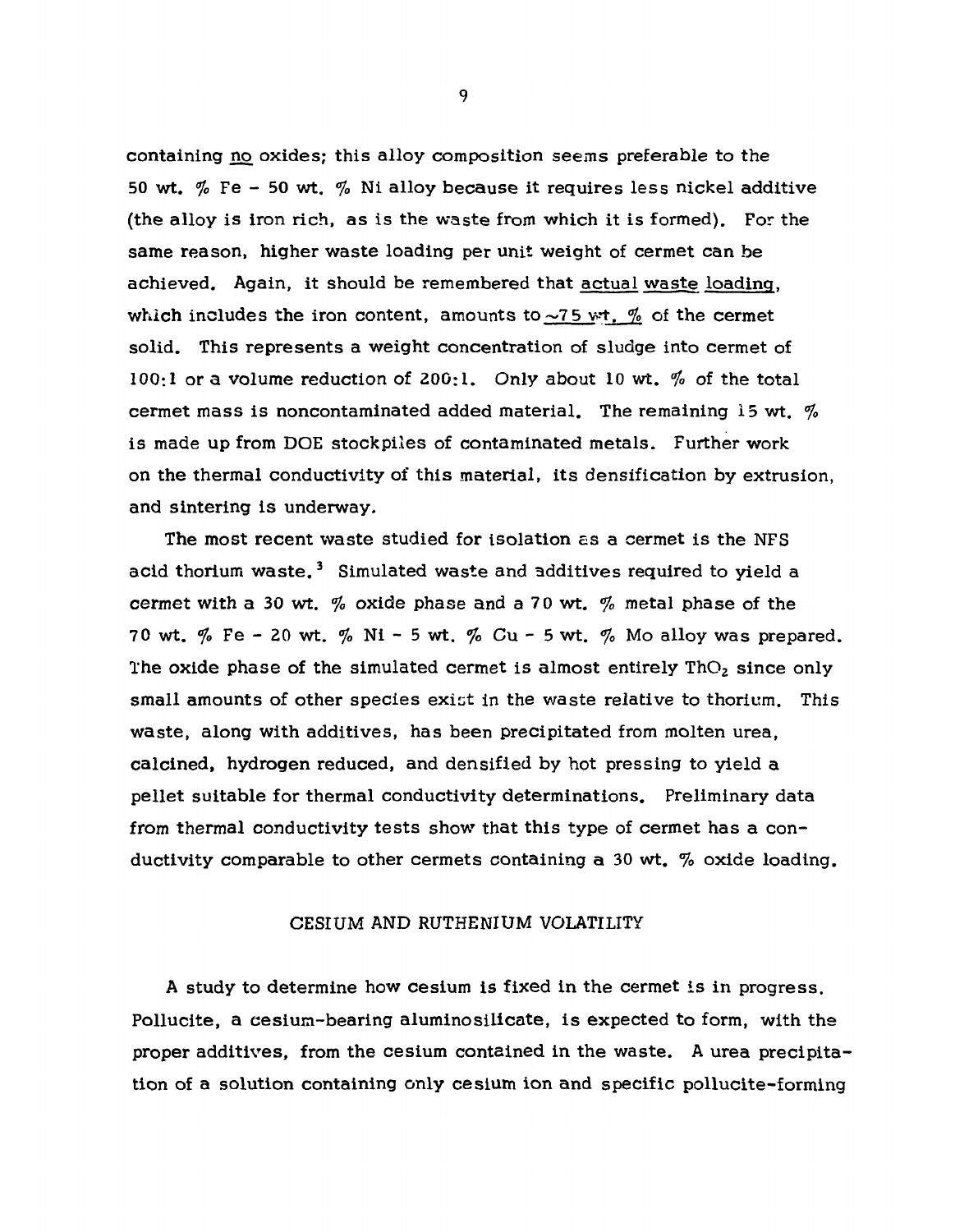containing no oxides; this alloy composition seems preferable to the 50 wt. % Fe - 50 wt. % Ni alloy because it requires less nickel additive (the alloy is iron rich, as is the waste from which it is formed). For the same reason, higher waste loading per unit weight of cermet can be achieved. Again, it should be remembered that actual waste loading, which includes the iron content, amounts to ~75 wt. % of the cermet solid. This represents a weight concentration of sludge into cermet of 100:1 or a volume reduction of 200:1. Only about 10 wt. % of the total cermet mass is noncontaminated added material. The remaining 15 wt. % is made up from DOE stockpiles of contaminated metals. Further work on the thermal conductivity of this material, its densification by extrusion, and sintering is underway.

The most recent waste studied for isolation as a cermet is the NFS acid thorium waste.[3] Simulated waste and additives required to yield a cermet with a 30 wt. % oxide phase and a 70 wt. % metal phase of the 70 wt. % Fe - 20 wt. % Ni - 5 wt. % Cu - 5 wt. % Mo alloy was prepared. The oxide phase of the simulated cermet is almost entirely $ThO_2$ since only small amounts of other species exist in the waste relative to thorium. This waste, along with additives, has been precipitated from molten urea, calcined, hydrogen reduced, and densified by hot pressing to yield a pellet suitable for thermal conductivity determinations. Preliminary data from thermal conductivity tests show that this type of cermet has a conductivity comparable to other cermets containing a 30 wt. % oxide loading.

## CESIUM AND RUTHENIUM VOLATILITY

A study to determine how cesium is fixed in the cermet is in progress. Pollucite, a cesium-bearing aluminosilicate, is expected to form, with the proper additives, from the cesium contained in the waste. A urea precipitation of a solution containing only cesium ion and specific pollucite-forming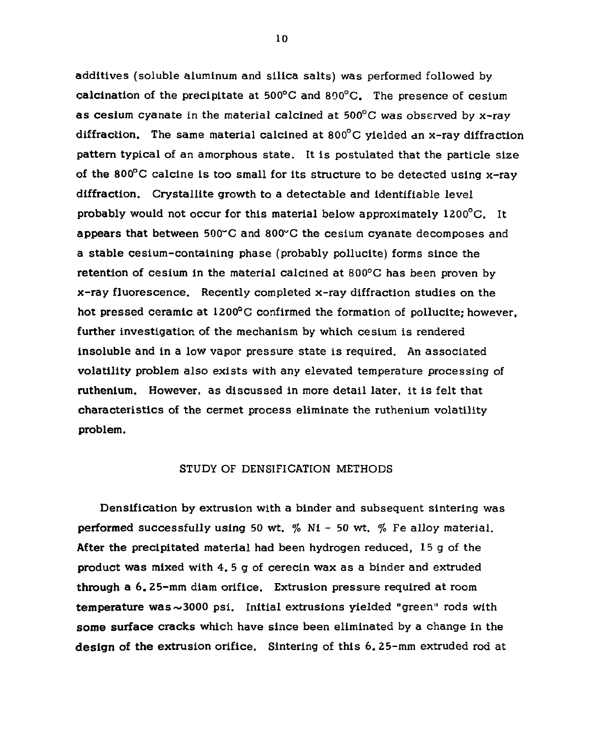additives (soluble aluminum and silica salts) was performed followed by calcination of the precipitate at 500°C and 800°C. The presence of cesium as cesium cyanate in the material calcined at 500°C was observed by x-ray diffraction. The same material calcined at 800°C yielded an x-ray diffraction pattern typical of an amorphous state. It is postulated that the particle size of the 800°C calcine is too small for its structure to be detected using x-ray diffraction. Crystallite growth to a detectable and identifiable level probably would not occur for this material below approximately 1200°C. It appears that between 500°C and 800°C the cesium cyanate decomposes and a stable cesium-containing phase (probably pollucite) forms since the retention of cesium in the material calcined at 800°C has been proven by x-ray fluorescence. Recently completed x-ray diffraction studies on the hot pressed ceramic at 1200°C confirmed the formation of pollucite; however, further investigation of the mechanism by which cesium is rendered insoluble and in a low vapor pressure state is required. An associated volatility problem also exists with any elevated temperature processing of ruthenium. However, as discussed in more detail later, it is felt that characteristics of the cermet process eliminate the ruthenium volatility problem.

## STUDY OF DENSIFICATION METHODS

Densification by extrusion with a binder and subsequent sintering was performed successfully using 50 wt. % Ni - 50 wt. % Fe alloy material. After the precipitated material had been hydrogen reduced, 15 g of the product was mixed with 4.5 g of cerecin wax as a binder and extruded through a 6.25-mm diam orifice. Extrusion pressure required at room temperature was ~3000 psi. Initial extrusions yielded "green" rods with some surface cracks which have since been eliminated by a change in the design of the extrusion orifice. Sintering of this 6.25-mm extruded rod at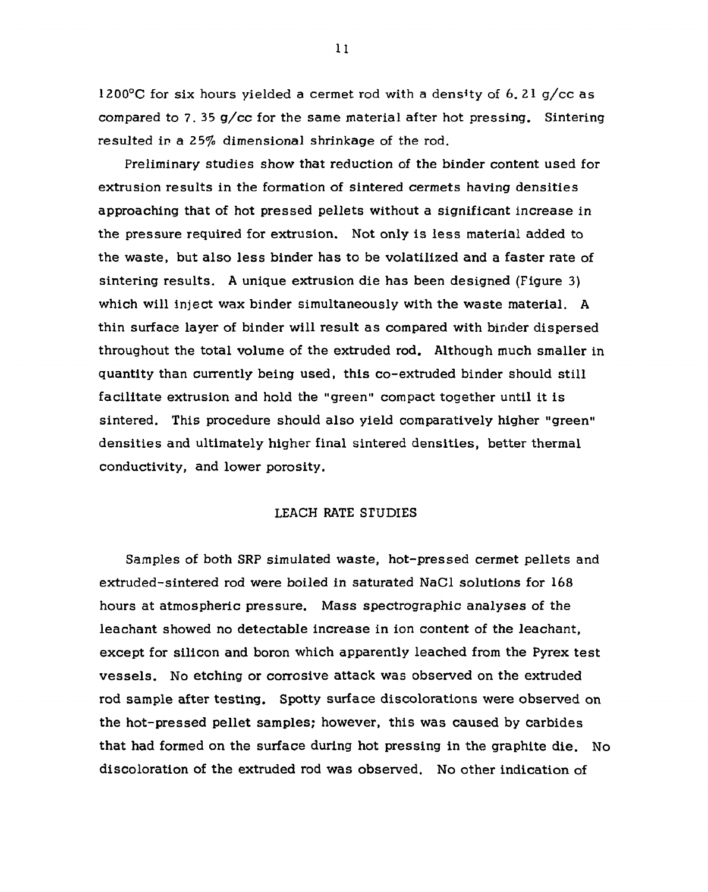1200°C for six hours yielded a cermet rod with a density of 6.21 g/cc as compared to 7.35 g/cc for the same material after hot pressing. Sintering resulted in a 25% dimensional shrinkage of the rod.

Preliminary studies show that reduction of the binder content used for extrusion results in the formation of sintered cermets having densities approaching that of hot pressed pellets without a significant increase in the pressure required for extrusion. Not only is less material added to the waste, but also less binder has to be volatilized and a faster rate of sintering results. A unique extrusion die has been designed (Figure 3) which will inject wax binder simultaneously with the waste material. A thin surface layer of binder will result as compared with binder dispersed throughout the total volume of the extruded rod. Although much smaller in quantity than currently being used, this co-extruded binder should still facilitate extrusion and hold the "green" compact together until it is sintered. This procedure should also yield comparatively higher "green" densities and ultimately higher final sintered densities, better thermal conductivity, and lower porosity.

## LEACH RATE STUDIES

Samples of both SRP simulated waste, hot-pressed cermet pellets and extruded-sintered rod were boiled in saturated NaCl solutions for 168 hours at atmospheric pressure. Mass spectrographic analyses of the leachant showed no detectable increase in ion content of the leachant, except for silicon and boron which apparently leached from the Pyrex test vessels. No etching or corrosive attack was observed on the extruded rod sample after testing. Spotty surface discolorations were observed on the hot-pressed pellet samples; however, this was caused by carbides that had formed on the surface during hot pressing in the graphite die. No discoloration of the extruded rod was observed. No other indication of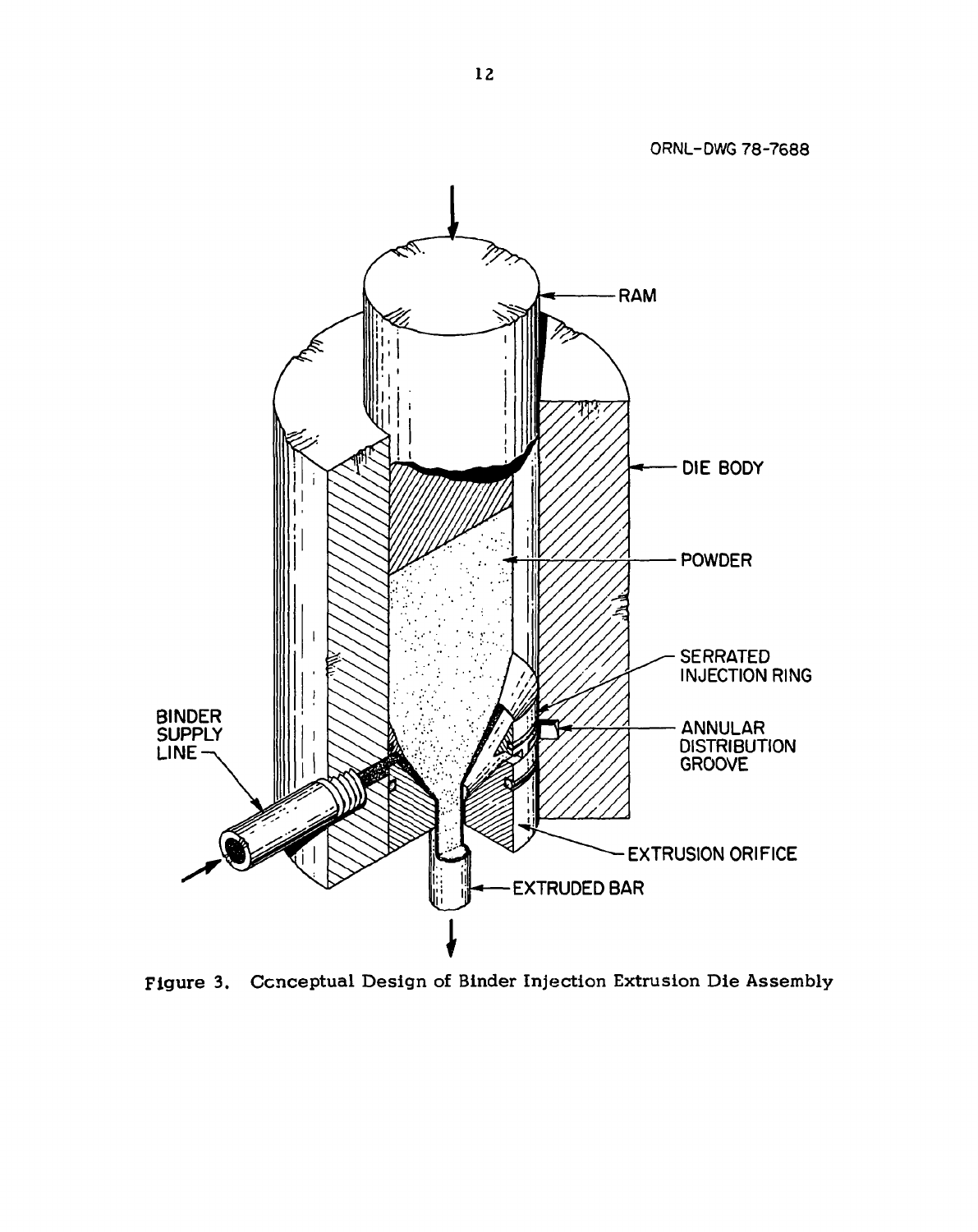ORNL-DWG 78-7688

RAM

DIE BODY

POWDER

SERRATED INJECTION RING

ANNULAR DISTRIBUTION GROOVE

BINDER SUPPLY LINE

EXTRUSION ORIFICE

EXTRUDED BAR

Figure 3. Conceptual Design of Binder Injection Extrusion Die Assembly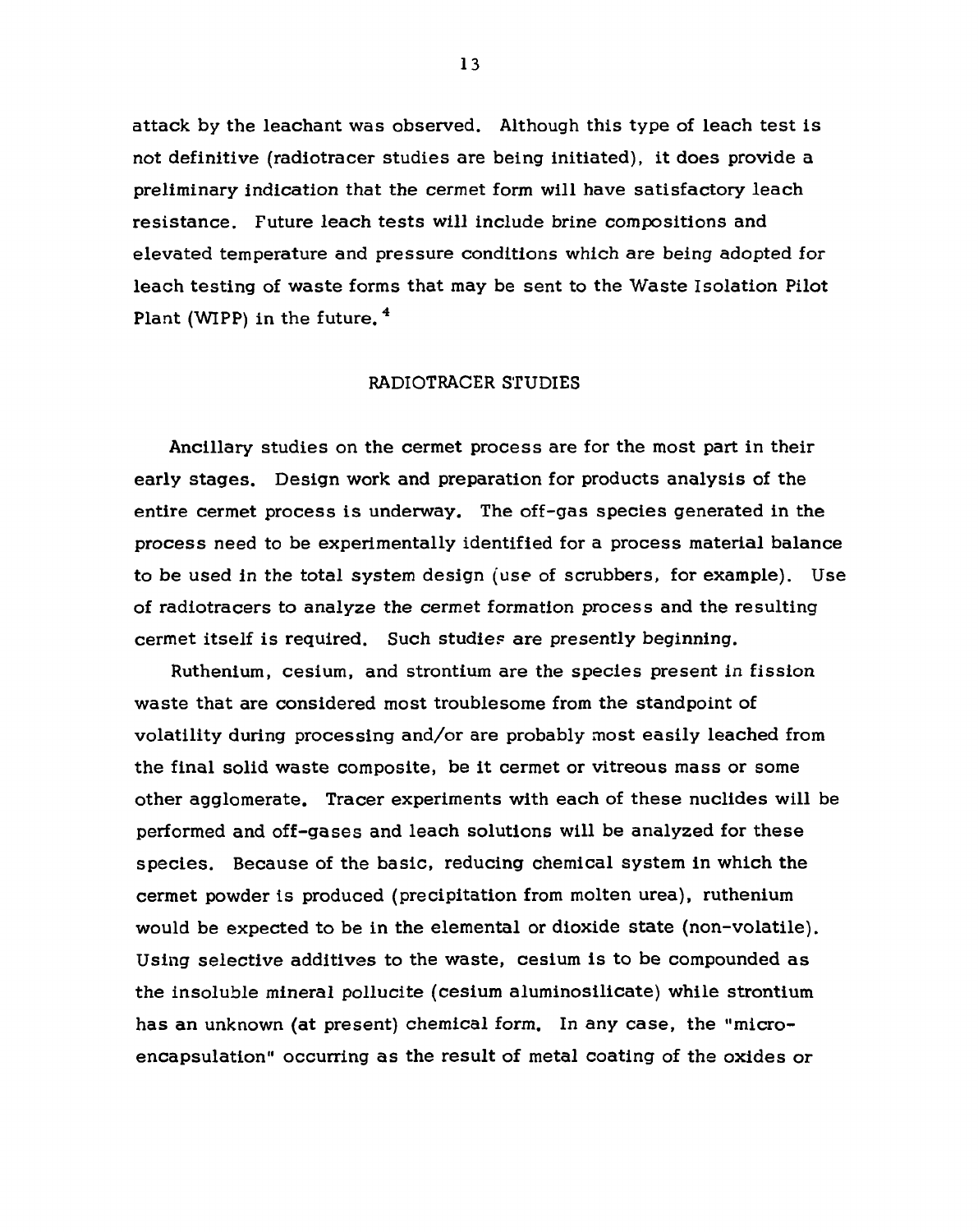attack by the leachant was observed. Although this type of leach test is not definitive (radiotracer studies are being initiated), it does provide a preliminary indication that the cermet form will have satisfactory leach resistance. Future leach tests will include brine compositions and elevated temperature and pressure conditions which are being adopted for leach testing of waste forms that may be sent to the Waste Isolation Pilot Plant (WIPP) in the future.[4]

## RADIOTRACER STUDIES

Ancillary studies on the cermet process are for the most part in their early stages. Design work and preparation for products analysis of the entire cermet process is underway. The off-gas species generated in the process need to be experimentally identified for a process material balance to be used in the total system design (use of scrubbers, for example). Use of radiotracers to analyze the cermet formation process and the resulting cermet itself is required. Such studies are presently beginning.

Ruthenium, cesium, and strontium are the species present in fission waste that are considered most troublesome from the standpoint of volatility during processing and/or are probably most easily leached from the final solid waste composite, be it cermet or vitreous mass or some other agglomerate. Tracer experiments with each of these nuclides will be performed and off-gases and leach solutions will be analyzed for these species. Because of the basic, reducing chemical system in which the cermet powder is produced (precipitation from molten urea), ruthenium would be expected to be in the elemental or dioxide state (non-volatile). Using selective additives to the waste, cesium is to be compounded as the insoluble mineral pollucite (cesium aluminosilicate) while strontium has an unknown (at present) chemical form. In any case, the "micro-encapsulation" occurring as the result of metal coating of the oxides or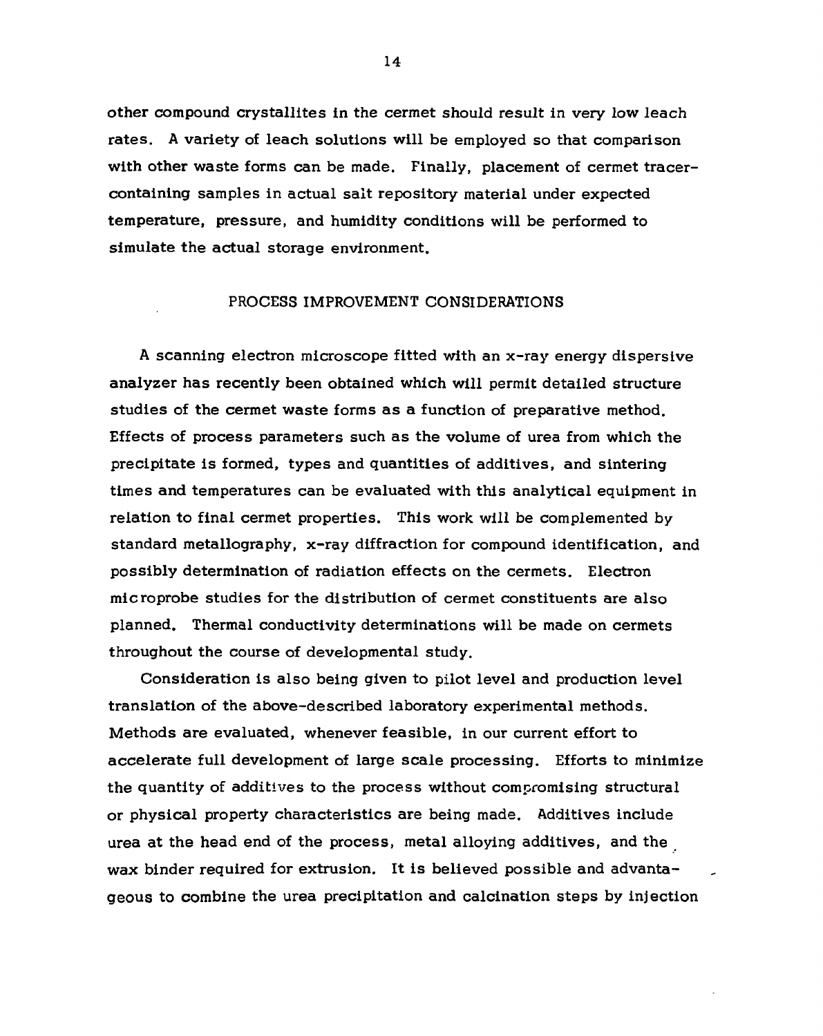other compound crystallites in the cermet should result in very low leach rates. A variety of leach solutions will be employed so that comparison with other waste forms can be made. Finally, placement of cermet tracer-containing samples in actual salt repository material under expected temperature, pressure, and humidity conditions will be performed to simulate the actual storage environment.

## PROCESS IMPROVEMENT CONSIDERATIONS

A scanning electron microscope fitted with an x-ray energy dispersive analyzer has recently been obtained which will permit detailed structure studies of the cermet waste forms as a function of preparative method. Effects of process parameters such as the volume of urea from which the precipitate is formed, types and quantities of additives, and sintering times and temperatures can be evaluated with this analytical equipment in relation to final cermet properties. This work will be complemented by standard metallography, x-ray diffraction for compound identification, and possibly determination of radiation effects on the cermets. Electron microprobe studies for the distribution of cermet constituents are also planned. Thermal conductivity determinations will be made on cermets throughout the course of developmental study.

Consideration is also being given to pilot level and production level translation of the above-described laboratory experimental methods. Methods are evaluated, whenever feasible, in our current effort to accelerate full development of large scale processing. Efforts to minimize the quantity of additives to the process without compromising structural or physical property characteristics are being made. Additives include urea at the head end of the process, metal alloying additives, and the wax binder required for extrusion. It is believed possible and advantageous to combine the urea precipitation and calcination steps by injection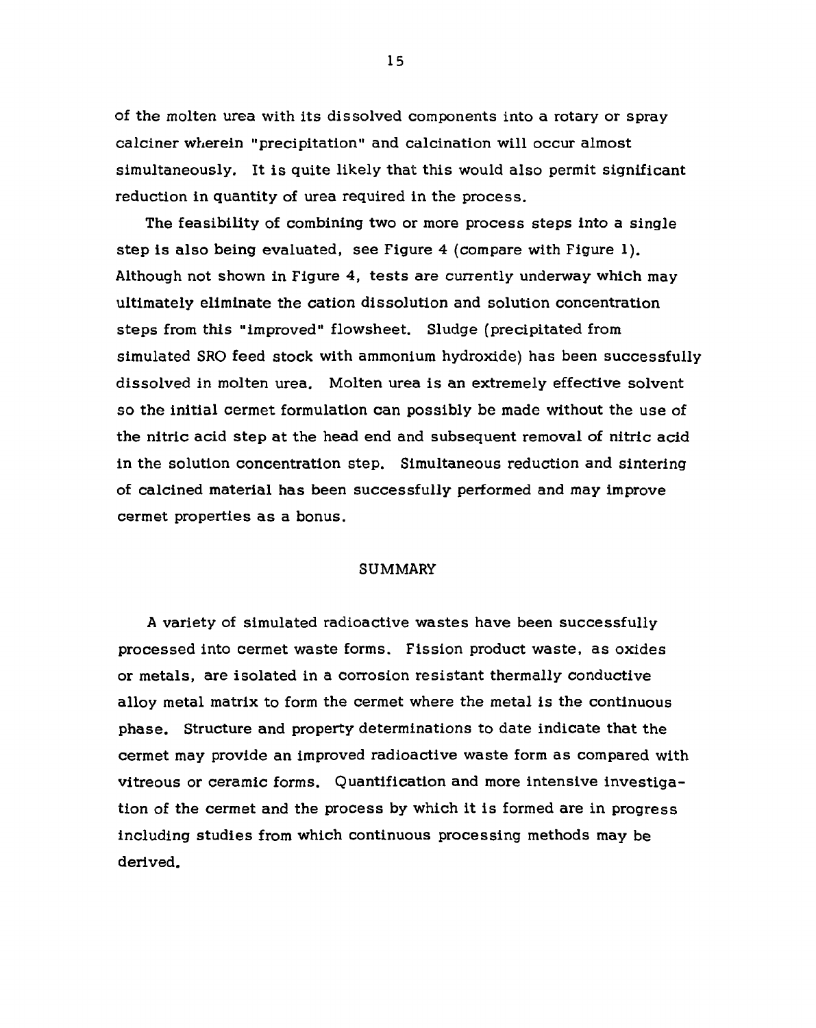of the molten urea with its dissolved components into a rotary or spray calciner wherein "precipitation" and calcination will occur almost simultaneously. It is quite likely that this would also permit significant reduction in quantity of urea required in the process.

The feasibility of combining two or more process steps into a single step is also being evaluated, see Figure 4 (compare with Figure 1). Although not shown in Figure 4, tests are currently underway which may ultimately eliminate the cation dissolution and solution concentration steps from this "improved" flowsheet. Sludge (precipitated from simulated SRO feed stock with ammonium hydroxide) has been successfully dissolved in molten urea. Molten urea is an extremely effective solvent so the initial cermet formulation can possibly be made without the use of the nitric acid step at the head end and subsequent removal of nitric acid in the solution concentration step. Simultaneous reduction and sintering of calcined material has been successfully performed and may improve cermet properties as a bonus.

## SUMMARY

A variety of simulated radioactive wastes have been successfully processed into cermet waste forms. Fission product waste, as oxides or metals, are isolated in a corrosion resistant thermally conductive alloy metal matrix to form the cermet where the metal is the continuous phase. Structure and property determinations to date indicate that the cermet may provide an improved radioactive waste form as compared with vitreous or ceramic forms. Quantification and more intensive investigation of the cermet and the process by which it is formed are in progress including studies from which continuous processing methods may be derived.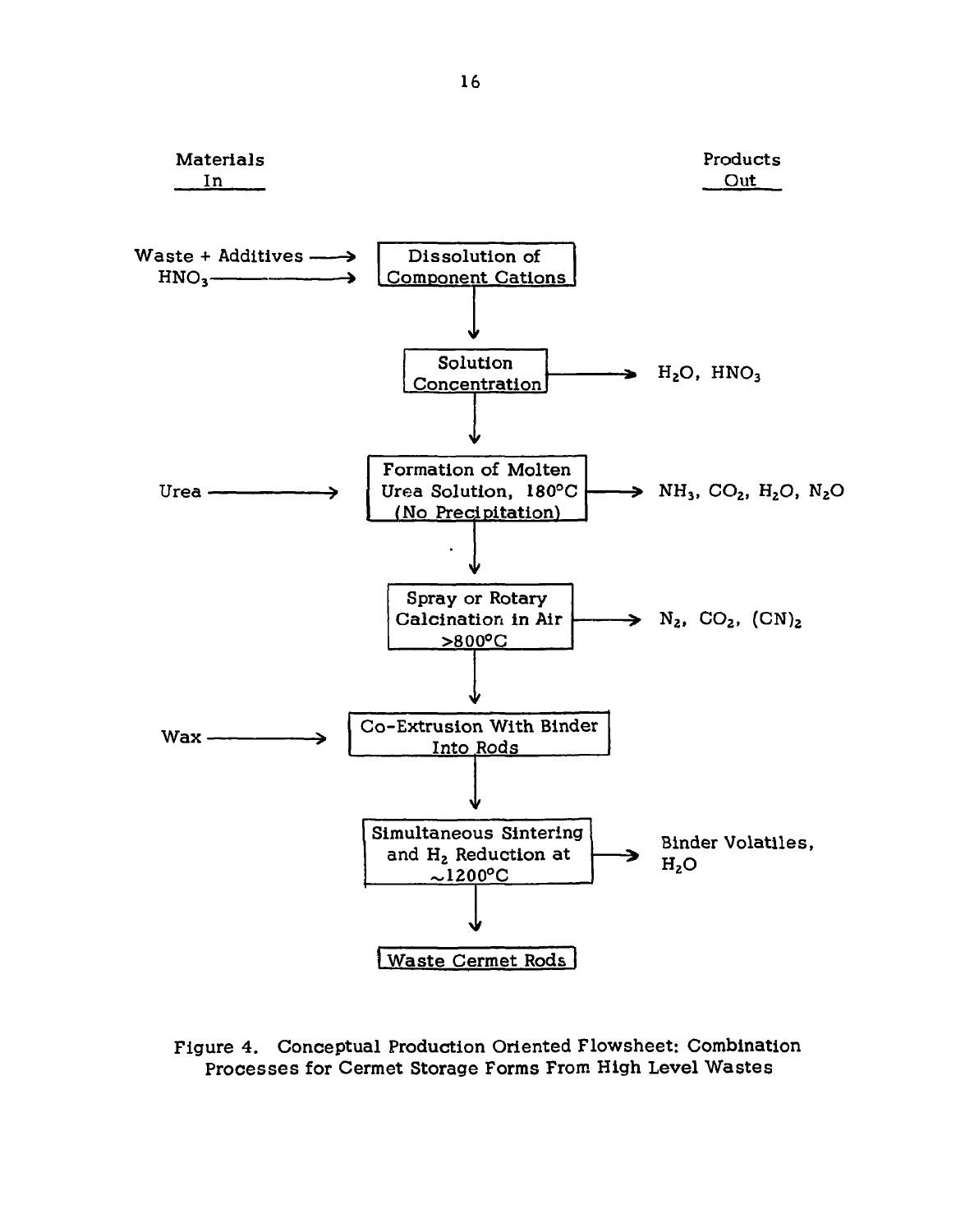| Materials In | Process | Products Out |
| --- | --- | --- |
| Waste + Additives; $HNO_3$ | Dissolution of Component Cations | |
| | ↓ Solution Concentration | $H_2O$, $HNO_3$ |
| Urea | ↓ Formation of Molten Urea Solution, 180°C (No Precipitation) | $NH_3$, $CO_2$, $H_2O$, $N_2O$ |
| | ↓ Spray or Rotary Calcination in Air >800°C | $N_2$, $CO_2$, $(CN)_2$ |
| Wax | ↓ Co-Extrusion With Binder Into Rods | |
| | ↓ Simultaneous Sintering and $H_2$ Reduction at ~1200°C | Binder Volatiles, $H_2O$ |
| | ↓ Waste Cermet Rods | |

Figure 4. Conceptual Production Oriented Flowsheet: Combination Processes for Cermet Storage Forms From High Level Wastes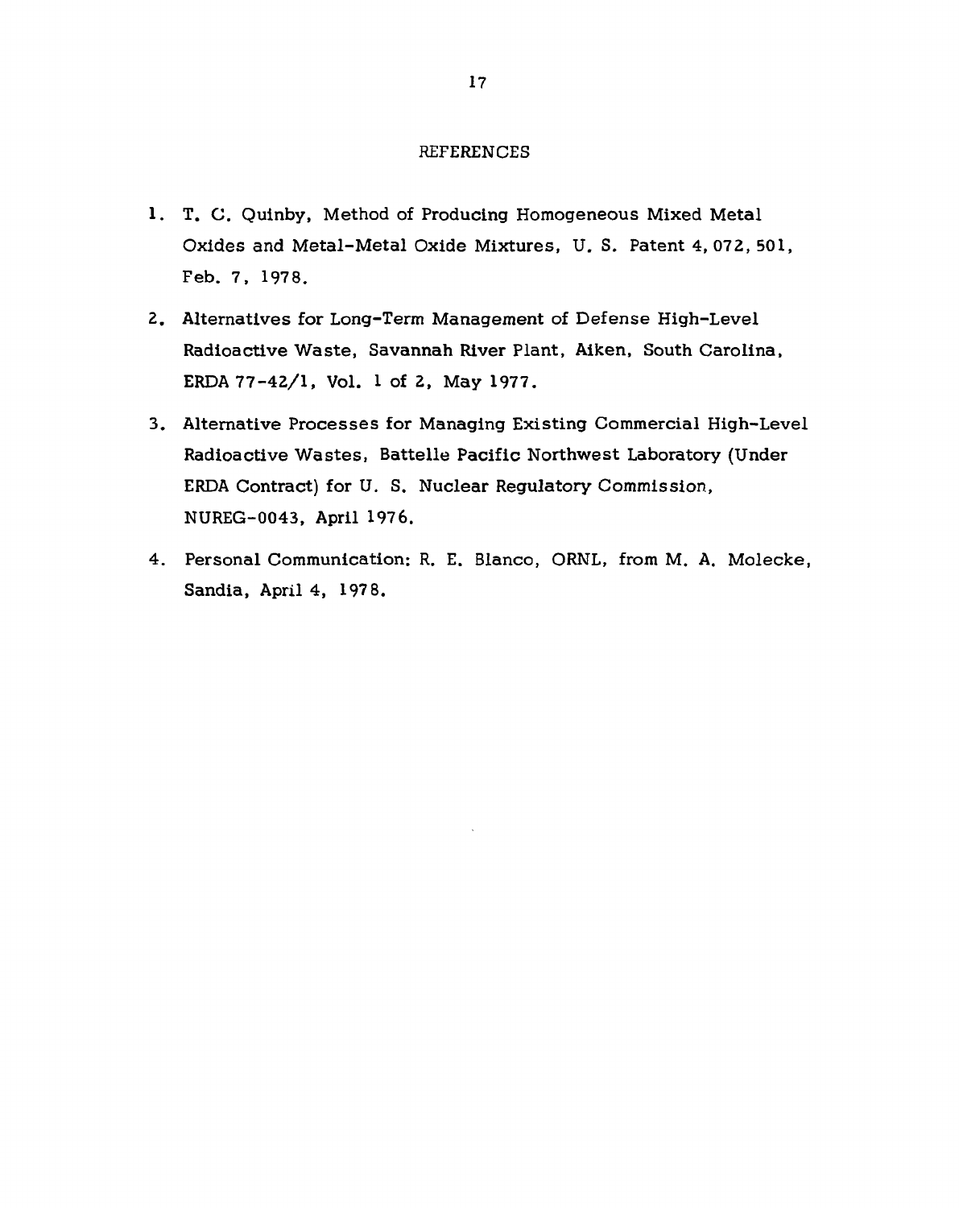# REFERENCES

1. T. C. Quinby, Method of Producing Homogeneous Mixed Metal Oxides and Metal-Metal Oxide Mixtures, U. S. Patent 4,072,501, Feb. 7, 1978.

2. Alternatives for Long-Term Management of Defense High-Level Radioactive Waste, Savannah River Plant, Aiken, South Carolina, ERDA 77-42/1, Vol. 1 of 2, May 1977.

3. Alternative Processes for Managing Existing Commercial High-Level Radioactive Wastes, Battelle Pacific Northwest Laboratory (Under ERDA Contract) for U. S. Nuclear Regulatory Commission, NUREG-0043, April 1976.

4. Personal Communication: R. E. Blanco, ORNL, from M. A. Molecke, Sandia, April 4, 1978.